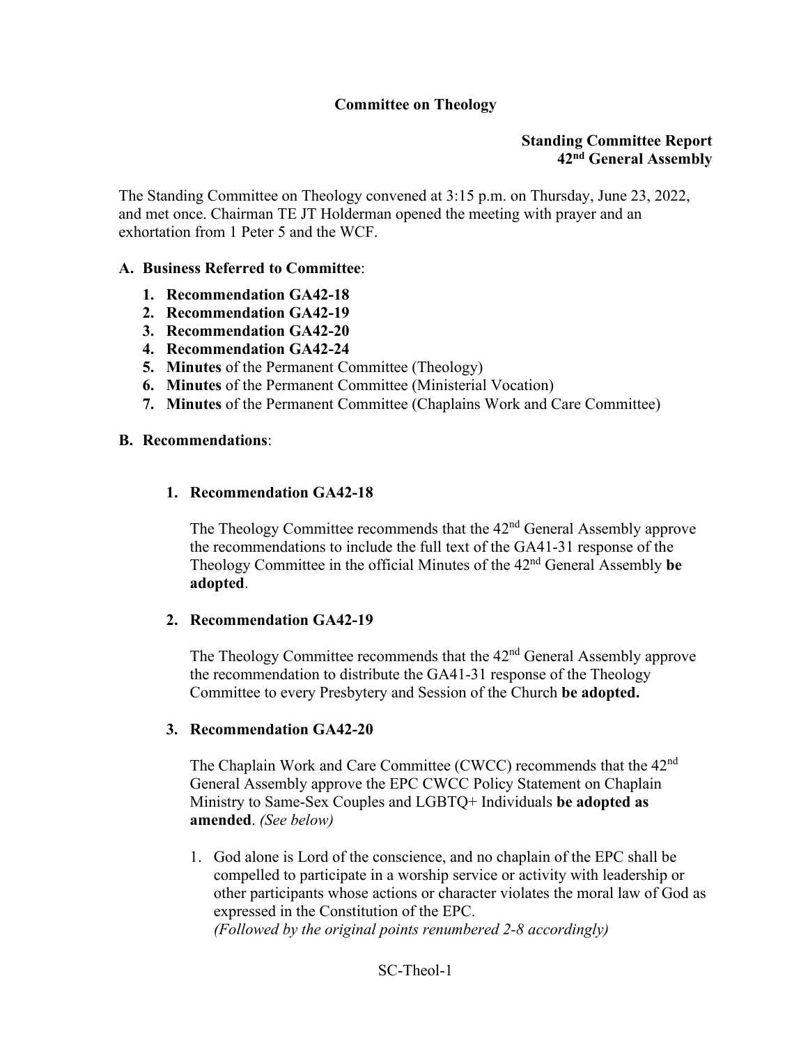**Committee on Theology**

**Standing Committee Report**
**42nd General Assembly**

The Standing Committee on Theology convened at 3:15 p.m. on Thursday, June 23, 2022, and met once. Chairman TE JT Holderman opened the meeting with prayer and an exhortation from 1 Peter 5 and the WCF.

**A. Business Referred to Committee**:

1. **Recommendation GA42-18**
2. **Recommendation GA42-19**
3. **Recommendation GA42-20**
4. **Recommendation GA42-24**
5. **Minutes** of the Permanent Committee (Theology)
6. **Minutes** of the Permanent Committee (Ministerial Vocation)
7. **Minutes** of the Permanent Committee (Chaplains Work and Care Committee)

**B. Recommendations**:

1. **Recommendation GA42-18**

   The Theology Committee recommends that the 42nd General Assembly approve the recommendations to include the full text of the GA41-31 response of the Theology Committee in the official Minutes of the 42nd General Assembly **be adopted**.

2. **Recommendation GA42-19**

   The Theology Committee recommends that the 42nd General Assembly approve the recommendation to distribute the GA41-31 response of the Theology Committee to every Presbytery and Session of the Church **be adopted.**

3. **Recommendation GA42-20**

   The Chaplain Work and Care Committee (CWCC) recommends that the 42nd General Assembly approve the EPC CWCC Policy Statement on Chaplain Ministry to Same-Sex Couples and LGBTQ+ Individuals **be adopted as amended**. *(See below)*

   1. God alone is Lord of the conscience, and no chaplain of the EPC shall be compelled to participate in a worship service or activity with leadership or other participants whose actions or character violates the moral law of God as expressed in the Constitution of the EPC.
      *(Followed by the original points renumbered 2-8 accordingly)*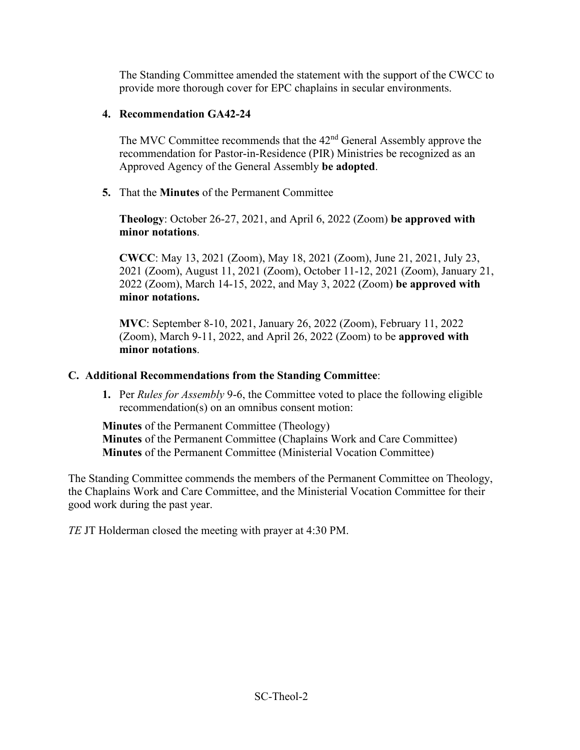The Standing Committee amended the statement with the support of the CWCC to provide more thorough cover for EPC chaplains in secular environments.

4. **Recommendation GA42-24**

   The MVC Committee recommends that the 42nd General Assembly approve the recommendation for Pastor-in-Residence (PIR) Ministries be recognized as an Approved Agency of the General Assembly **be adopted**.

5. That the **Minutes** of the Permanent Committee

   **Theology**: October 26-27, 2021, and April 6, 2022 (Zoom) **be approved with minor notations**.

   **CWCC**: May 13, 2021 (Zoom), May 18, 2021 (Zoom), June 21, 2021, July 23, 2021 (Zoom), August 11, 2021 (Zoom), October 11-12, 2021 (Zoom), January 21, 2022 (Zoom), March 14-15, 2022, and May 3, 2022 (Zoom) **be approved with minor notations.**

   **MVC**: September 8-10, 2021, January 26, 2022 (Zoom), February 11, 2022 (Zoom), March 9-11, 2022, and April 26, 2022 (Zoom) to be **approved with minor notations**.

## C. Additional Recommendations from the Standing Committee:

1. Per *Rules for Assembly* 9-6, the Committee voted to place the following eligible recommendation(s) on an omnibus consent motion:

**Minutes** of the Permanent Committee (Theology)
**Minutes** of the Permanent Committee (Chaplains Work and Care Committee)
**Minutes** of the Permanent Committee (Ministerial Vocation Committee)

The Standing Committee commends the members of the Permanent Committee on Theology, the Chaplains Work and Care Committee, and the Ministerial Vocation Committee for their good work during the past year.

*TE* JT Holderman closed the meeting with prayer at 4:30 PM.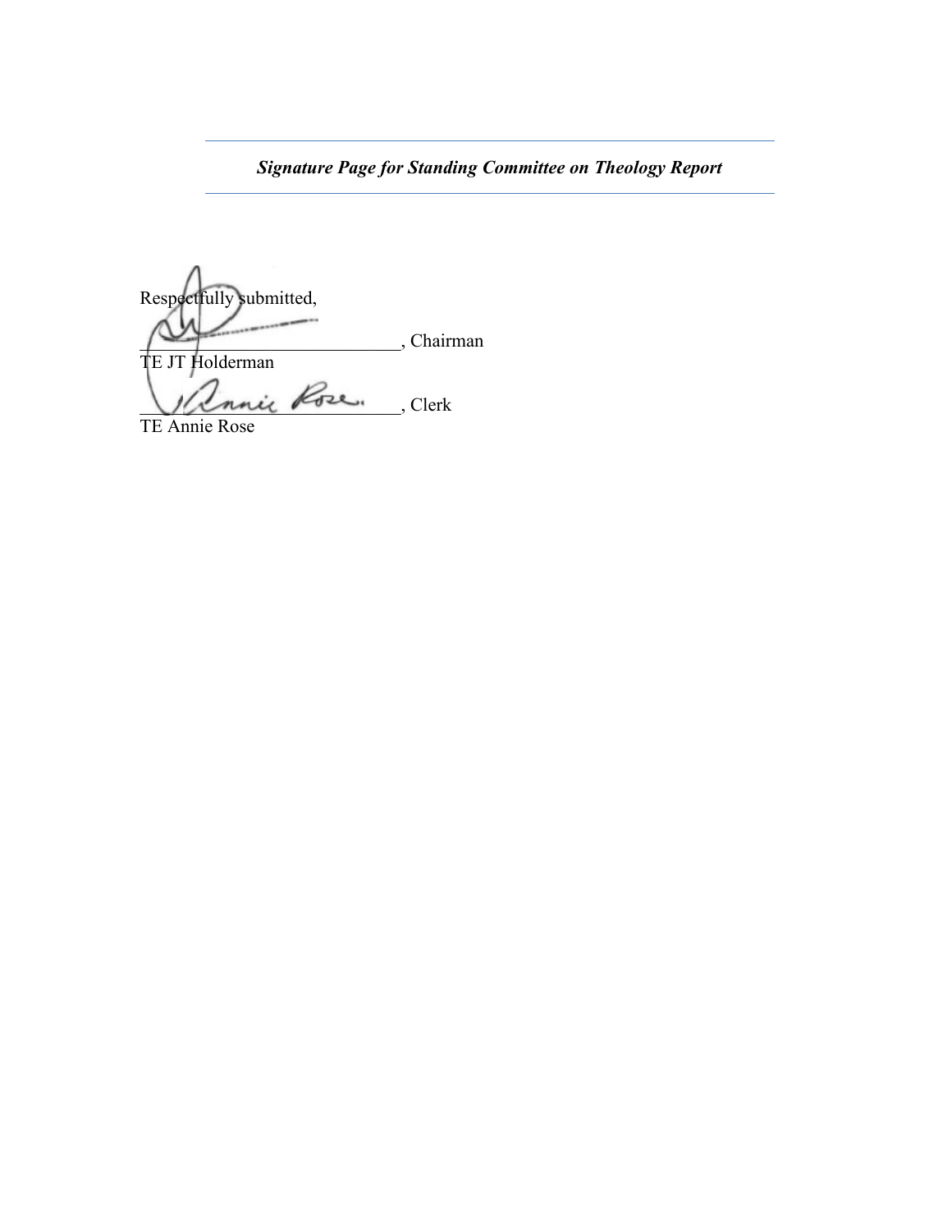***Signature Page for Standing Committee on Theology Report***

Respectfully submitted,

\_\_\_\_\_\_\_\_\_\_\_\_\_\_\_\_\_\_\_\_\_\_\_\_\_\_\_\_\_\_, Chairman
TE JT Holderman

\_\_\_\_\_\_\_\_\_\_\_\_\_\_\_\_\_\_\_\_\_\_\_\_\_\_\_\_\_\_, Clerk
TE Annie Rose